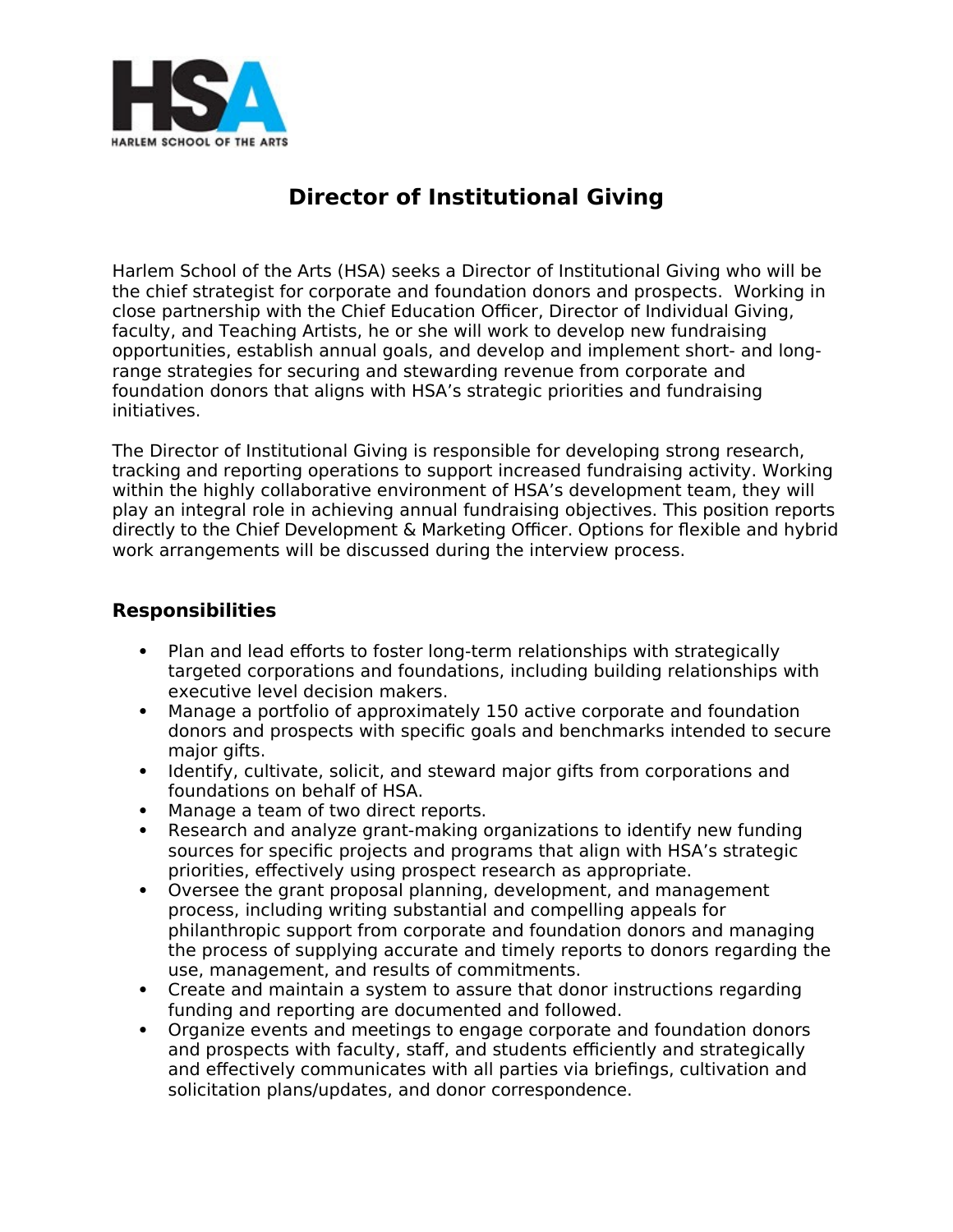# Director of Institutional Giving

Harlem School of the Arts (HSA) seeks a Director of Institutional Giving who will be the chief strategist for corporate and foundation donors and prospects. Working in close partnership with the Chief Education Officer, Director of Individual Giving, faculty, and Teaching Artists, he or she will work to develop new fundraising opportunities, establish annual goals, and develop and implement short- and long-range strategies for securing and stewarding revenue from corporate and foundation donors that aligns with HSA's strategic priorities and fundraising initiatives.

The Director of Institutional Giving is responsible for developing strong research, tracking and reporting operations to support increased fundraising activity. Working within the highly collaborative environment of HSA's development team, they will play an integral role in achieving annual fundraising objectives. This position reports directly to the Chief Development & Marketing Officer. Options for flexible and hybrid work arrangements will be discussed during the interview process.

## Responsibilities

- Plan and lead efforts to foster long-term relationships with strategically targeted corporations and foundations, including building relationships with executive level decision makers.
- Manage a portfolio of approximately 150 active corporate and foundation donors and prospects with specific goals and benchmarks intended to secure major gifts.
- Identify, cultivate, solicit, and steward major gifts from corporations and foundations on behalf of HSA.
- Manage a team of two direct reports.
- Research and analyze grant-making organizations to identify new funding sources for specific projects and programs that align with HSA's strategic priorities, effectively using prospect research as appropriate.
- Oversee the grant proposal planning, development, and management process, including writing substantial and compelling appeals for philanthropic support from corporate and foundation donors and managing the process of supplying accurate and timely reports to donors regarding the use, management, and results of commitments.
- Create and maintain a system to assure that donor instructions regarding funding and reporting are documented and followed.
- Organize events and meetings to engage corporate and foundation donors and prospects with faculty, staff, and students efficiently and strategically and effectively communicates with all parties via briefings, cultivation and solicitation plans/updates, and donor correspondence.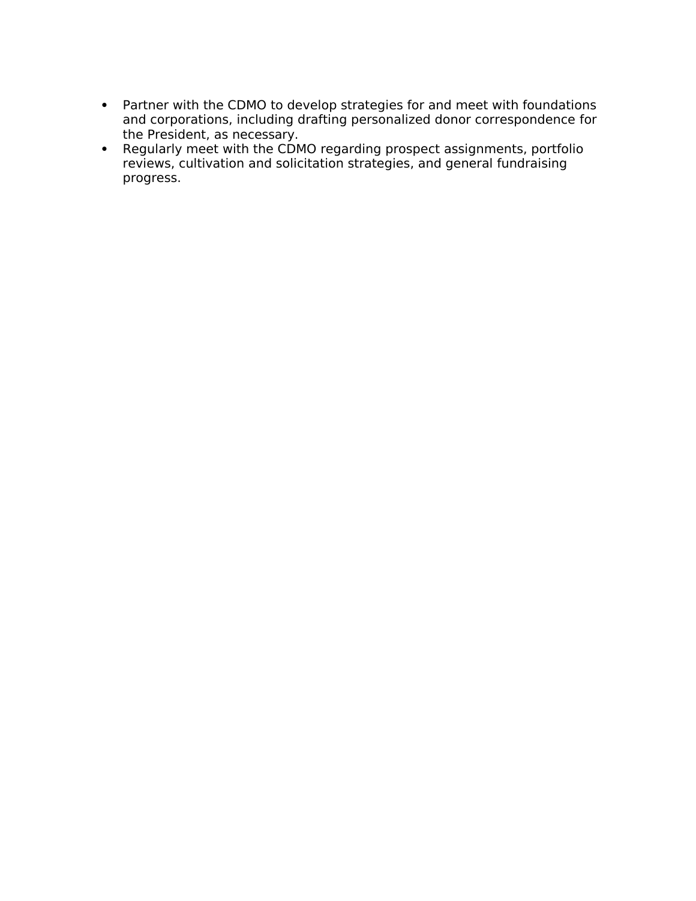- Partner with the CDMO to develop strategies for and meet with foundations and corporations, including drafting personalized donor correspondence for the President, as necessary.
- Regularly meet with the CDMO regarding prospect assignments, portfolio reviews, cultivation and solicitation strategies, and general fundraising progress.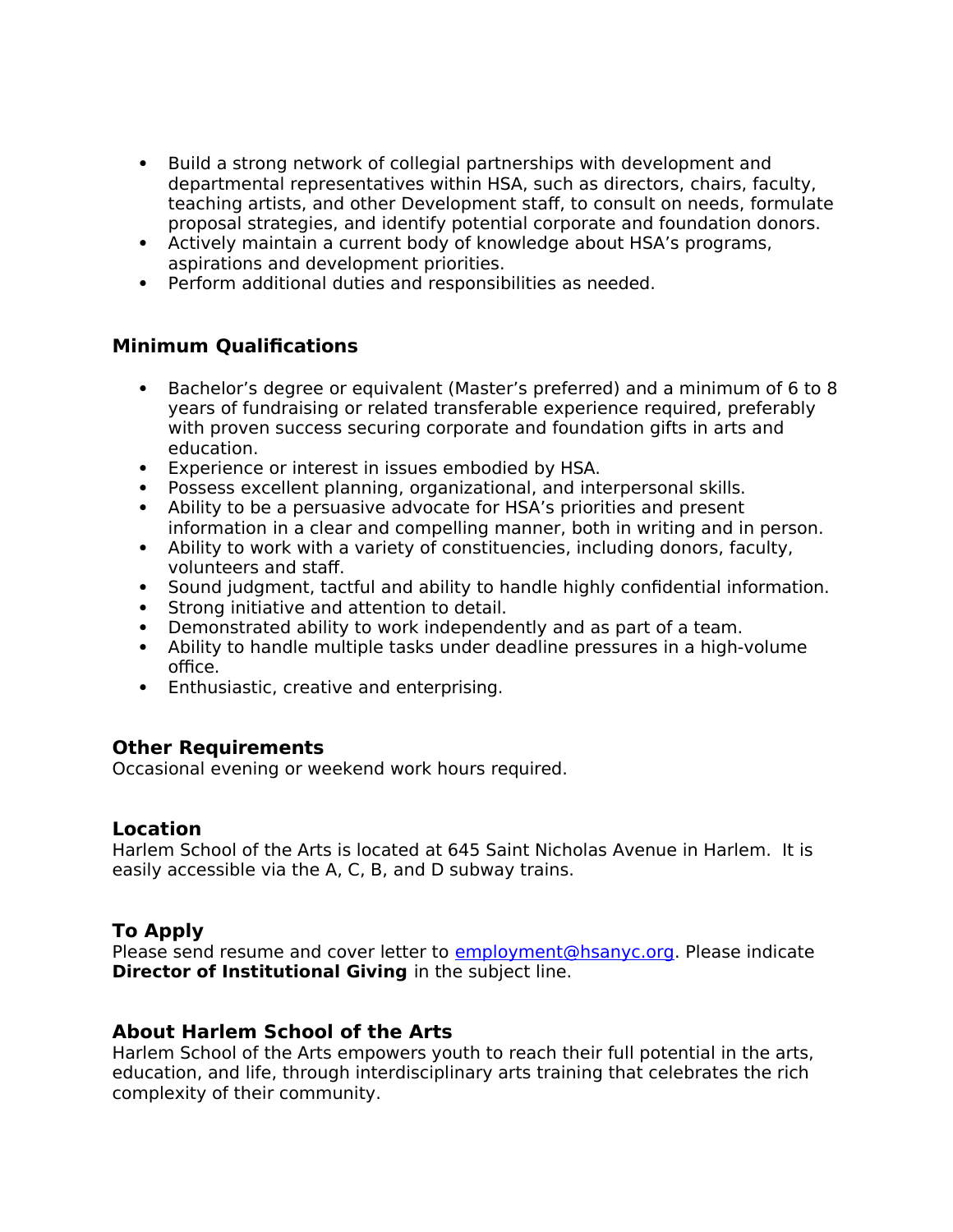- Build a strong network of collegial partnerships with development and departmental representatives within HSA, such as directors, chairs, faculty, teaching artists, and other Development staff, to consult on needs, formulate proposal strategies, and identify potential corporate and foundation donors.
- Actively maintain a current body of knowledge about HSA's programs, aspirations and development priorities.
- Perform additional duties and responsibilities as needed.

## Minimum Qualifications

- Bachelor's degree or equivalent (Master's preferred) and a minimum of 6 to 8 years of fundraising or related transferable experience required, preferably with proven success securing corporate and foundation gifts in arts and education.
- Experience or interest in issues embodied by HSA.
- Possess excellent planning, organizational, and interpersonal skills.
- Ability to be a persuasive advocate for HSA's priorities and present information in a clear and compelling manner, both in writing and in person.
- Ability to work with a variety of constituencies, including donors, faculty, volunteers and staff.
- Sound judgment, tactful and ability to handle highly confidential information.
- Strong initiative and attention to detail.
- Demonstrated ability to work independently and as part of a team.
- Ability to handle multiple tasks under deadline pressures in a high-volume office.
- Enthusiastic, creative and enterprising.

## Other Requirements

Occasional evening or weekend work hours required.

## Location

Harlem School of the Arts is located at 645 Saint Nicholas Avenue in Harlem. It is easily accessible via the A, C, B, and D subway trains.

## To Apply

Please send resume and cover letter to employment@hsanyc.org. Please indicate **Director of Institutional Giving** in the subject line.

## About Harlem School of the Arts

Harlem School of the Arts empowers youth to reach their full potential in the arts, education, and life, through interdisciplinary arts training that celebrates the rich complexity of their community.